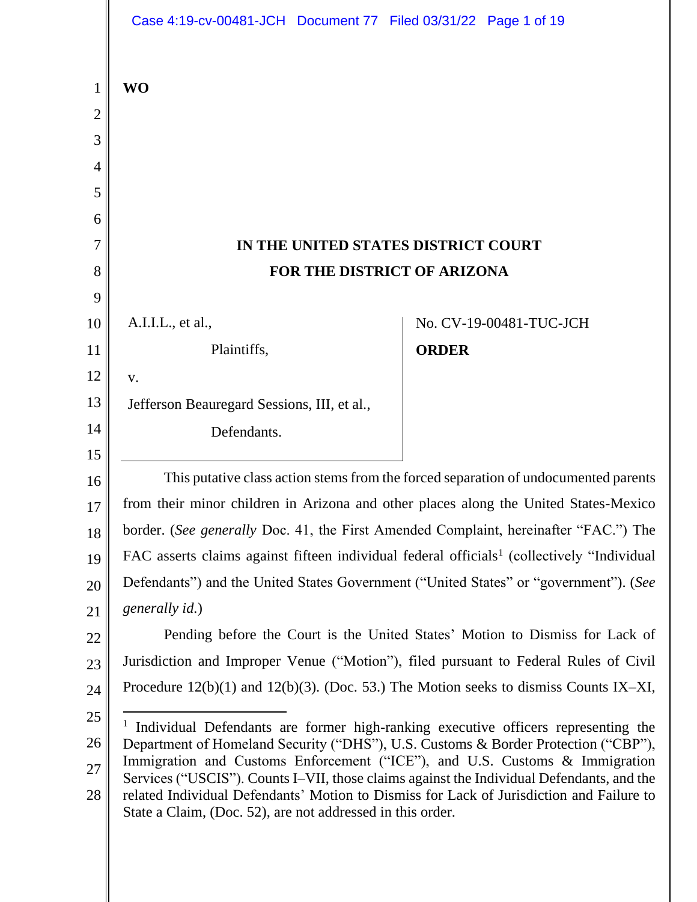**WO**

**IN THE UNITED STATES DISTRICT COURT**
**FOR THE DISTRICT OF ARIZONA**

| | |
|---|---|
| A.I.I.L., et al., Plaintiffs, v. Jefferson Beauregard Sessions, III, et al., Defendants. | No. CV-19-00481-TUC-JCH **ORDER** |

This putative class action stems from the forced separation of undocumented parents from their minor children in Arizona and other places along the United States-Mexico border. (*See generally* Doc. 41, the First Amended Complaint, hereinafter "FAC.") The FAC asserts claims against fifteen individual federal officials[1] (collectively "Individual Defendants") and the United States Government ("United States" or "government"). (*See generally id.*)

Pending before the Court is the United States' Motion to Dismiss for Lack of Jurisdiction and Improper Venue ("Motion"), filed pursuant to Federal Rules of Civil Procedure 12(b)(1) and 12(b)(3). (Doc. 53.) The Motion seeks to dismiss Counts IX–XI,

---

[1] Individual Defendants are former high-ranking executive officers representing the Department of Homeland Security ("DHS"), U.S. Customs & Border Protection ("CBP"), Immigration and Customs Enforcement ("ICE"), and U.S. Customs & Immigration Services ("USCIS"). Counts I–VII, those claims against the Individual Defendants, and the related Individual Defendants' Motion to Dismiss for Lack of Jurisdiction and Failure to State a Claim, (Doc. 52), are not addressed in this order.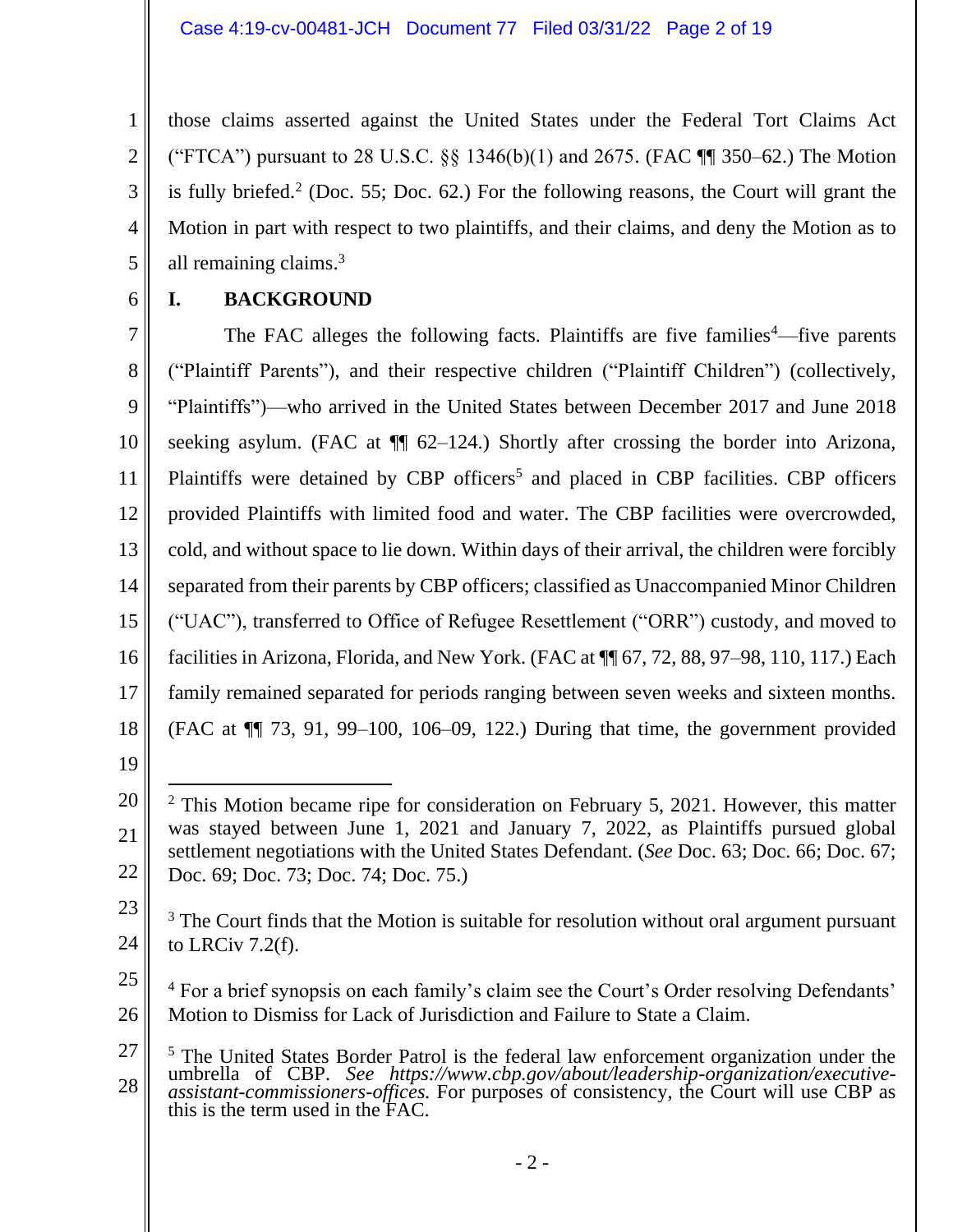those claims asserted against the United States under the Federal Tort Claims Act ("FTCA") pursuant to 28 U.S.C. §§ 1346(b)(1) and 2675. (FAC ¶¶ 350–62.) The Motion is fully briefed.[2] (Doc. 55; Doc. 62.) For the following reasons, the Court will grant the Motion in part with respect to two plaintiffs, and their claims, and deny the Motion as to all remaining claims.[3]

## I. BACKGROUND

The FAC alleges the following facts. Plaintiffs are five families[4]—five parents ("Plaintiff Parents"), and their respective children ("Plaintiff Children") (collectively, "Plaintiffs")—who arrived in the United States between December 2017 and June 2018 seeking asylum. (FAC at ¶¶ 62–124.) Shortly after crossing the border into Arizona, Plaintiffs were detained by CBP officers[5] and placed in CBP facilities. CBP officers provided Plaintiffs with limited food and water. The CBP facilities were overcrowded, cold, and without space to lie down. Within days of their arrival, the children were forcibly separated from their parents by CBP officers; classified as Unaccompanied Minor Children ("UAC"), transferred to Office of Refugee Resettlement ("ORR") custody, and moved to facilities in Arizona, Florida, and New York. (FAC at ¶¶ 67, 72, 88, 97–98, 110, 117.) Each family remained separated for periods ranging between seven weeks and sixteen months. (FAC at ¶¶ 73, 91, 99–100, 106–09, 122.) During that time, the government provided

---

[2] This Motion became ripe for consideration on February 5, 2021. However, this matter was stayed between June 1, 2021 and January 7, 2022, as Plaintiffs pursued global settlement negotiations with the United States Defendant. (*See* Doc. 63; Doc. 66; Doc. 67; Doc. 69; Doc. 73; Doc. 74; Doc. 75.)

[3] The Court finds that the Motion is suitable for resolution without oral argument pursuant to LRCiv 7.2(f).

[4] For a brief synopsis on each family's claim see the Court's Order resolving Defendants' Motion to Dismiss for Lack of Jurisdiction and Failure to State a Claim.

[5] The United States Border Patrol is the federal law enforcement organization under the umbrella of CBP. *See https://www.cbp.gov/about/leadership-organization/executive-assistant-commissioners-offices.* For purposes of consistency, the Court will use CBP as this is the term used in the FAC.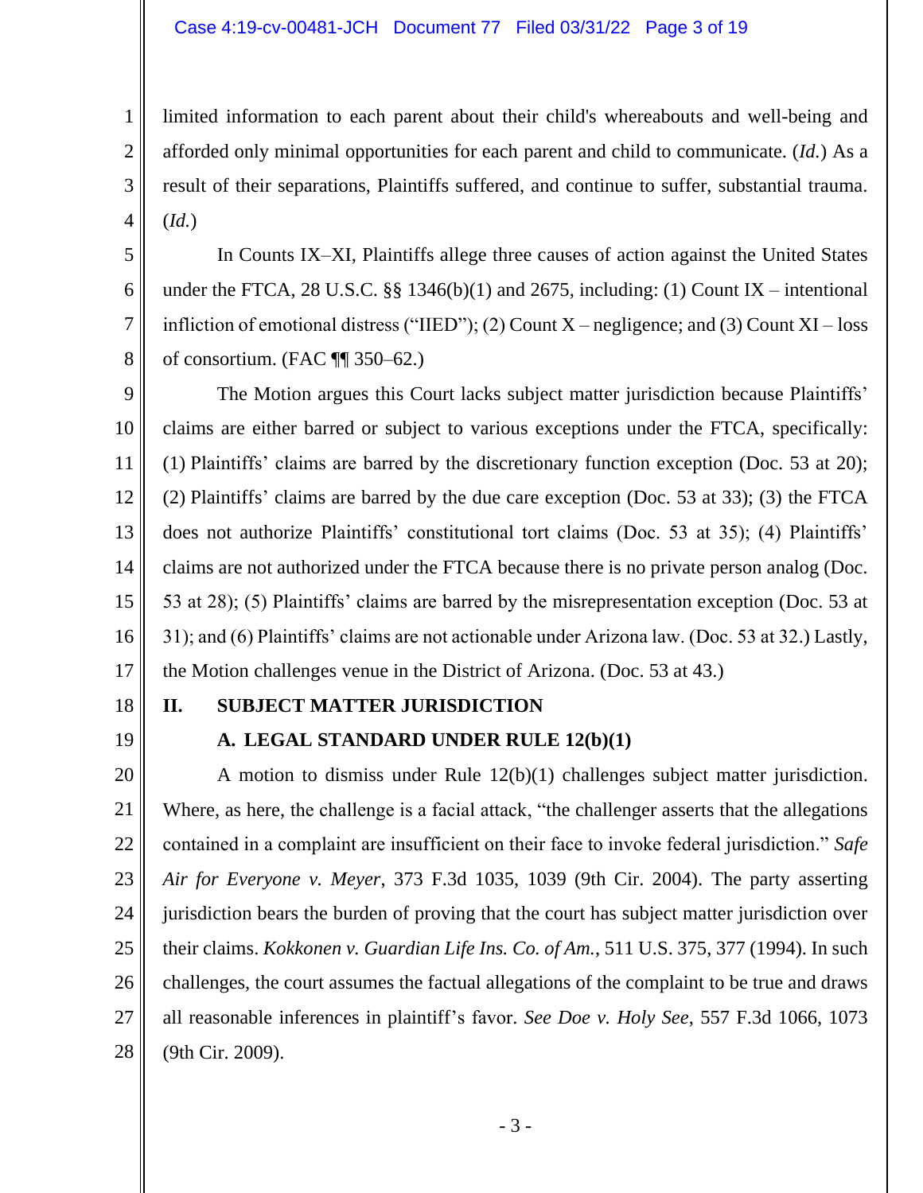limited information to each parent about their child's whereabouts and well-being and afforded only minimal opportunities for each parent and child to communicate. (*Id.*) As a result of their separations, Plaintiffs suffered, and continue to suffer, substantial trauma. (*Id.*)

In Counts IX–XI, Plaintiffs allege three causes of action against the United States under the FTCA, 28 U.S.C. §§ 1346(b)(1) and 2675, including: (1) Count IX – intentional infliction of emotional distress ("IIED"); (2) Count X – negligence; and (3) Count XI – loss of consortium. (FAC ¶¶ 350–62.)

The Motion argues this Court lacks subject matter jurisdiction because Plaintiffs' claims are either barred or subject to various exceptions under the FTCA, specifically: (1) Plaintiffs' claims are barred by the discretionary function exception (Doc. 53 at 20); (2) Plaintiffs' claims are barred by the due care exception (Doc. 53 at 33); (3) the FTCA does not authorize Plaintiffs' constitutional tort claims (Doc. 53 at 35); (4) Plaintiffs' claims are not authorized under the FTCA because there is no private person analog (Doc. 53 at 28); (5) Plaintiffs' claims are barred by the misrepresentation exception (Doc. 53 at 31); and (6) Plaintiffs' claims are not actionable under Arizona law. (Doc. 53 at 32.) Lastly, the Motion challenges venue in the District of Arizona. (Doc. 53 at 43.)

## II. SUBJECT MATTER JURISDICTION

### A. LEGAL STANDARD UNDER RULE 12(b)(1)

A motion to dismiss under Rule 12(b)(1) challenges subject matter jurisdiction. Where, as here, the challenge is a facial attack, "the challenger asserts that the allegations contained in a complaint are insufficient on their face to invoke federal jurisdiction." *Safe Air for Everyone v. Meyer*, 373 F.3d 1035, 1039 (9th Cir. 2004). The party asserting jurisdiction bears the burden of proving that the court has subject matter jurisdiction over their claims. *Kokkonen v. Guardian Life Ins. Co. of Am.*, 511 U.S. 375, 377 (1994). In such challenges, the court assumes the factual allegations of the complaint to be true and draws all reasonable inferences in plaintiff's favor. *See Doe v. Holy See*, 557 F.3d 1066, 1073 (9th Cir. 2009).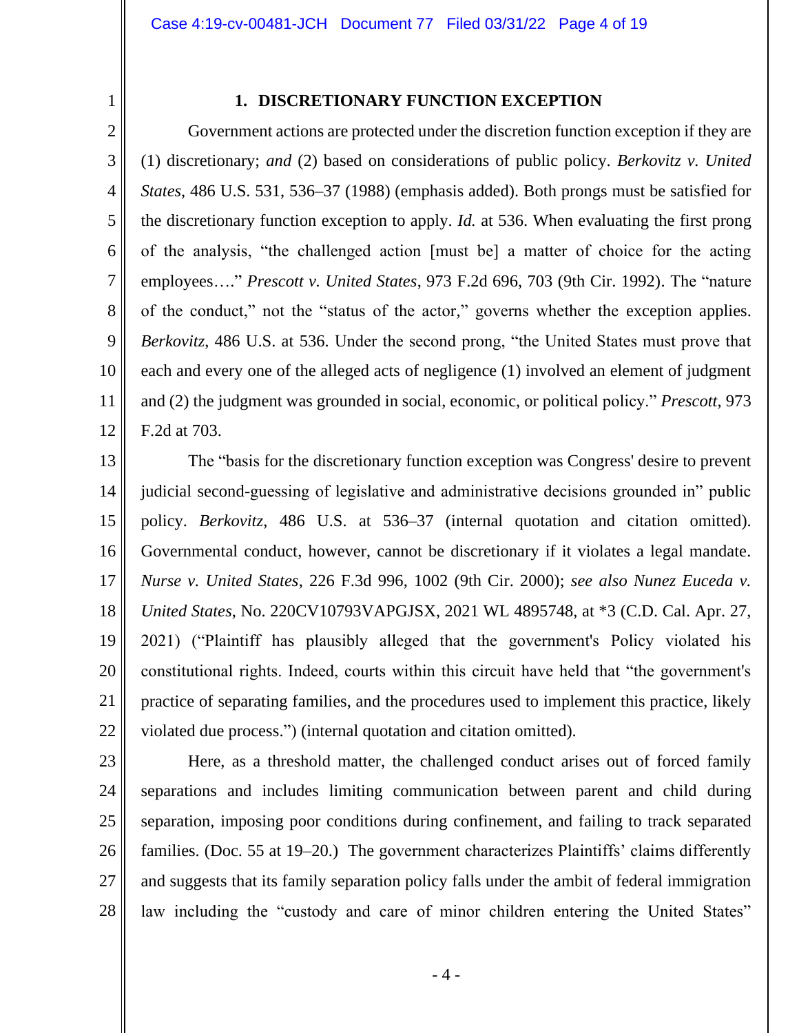### 1. DISCRETIONARY FUNCTION EXCEPTION

Government actions are protected under the discretion function exception if they are (1) discretionary; *and* (2) based on considerations of public policy. *Berkovitz v. United States*, 486 U.S. 531, 536–37 (1988) (emphasis added). Both prongs must be satisfied for the discretionary function exception to apply. *Id.* at 536. When evaluating the first prong of the analysis, "the challenged action [must be] a matter of choice for the acting employees…." *Prescott v. United States*, 973 F.2d 696, 703 (9th Cir. 1992). The "nature of the conduct," not the "status of the actor," governs whether the exception applies. *Berkovitz*, 486 U.S. at 536. Under the second prong, "the United States must prove that each and every one of the alleged acts of negligence (1) involved an element of judgment and (2) the judgment was grounded in social, economic, or political policy." *Prescott*, 973 F.2d at 703.

The "basis for the discretionary function exception was Congress' desire to prevent judicial second-guessing of legislative and administrative decisions grounded in" public policy. *Berkovitz*, 486 U.S. at 536–37 (internal quotation and citation omitted). Governmental conduct, however, cannot be discretionary if it violates a legal mandate. *Nurse v. United States*, 226 F.3d 996, 1002 (9th Cir. 2000); *see also Nunez Euceda v. United States*, No. 220CV10793VAPGJSX, 2021 WL 4895748, at *3 (C.D. Cal. Apr. 27, 2021) ("Plaintiff has plausibly alleged that the government's Policy violated his constitutional rights. Indeed, courts within this circuit have held that "the government's practice of separating families, and the procedures used to implement this practice, likely violated due process.") (internal quotation and citation omitted).

Here, as a threshold matter, the challenged conduct arises out of forced family separations and includes limiting communication between parent and child during separation, imposing poor conditions during confinement, and failing to track separated families. (Doc. 55 at 19–20.) The government characterizes Plaintiffs' claims differently and suggests that its family separation policy falls under the ambit of federal immigration law including the "custody and care of minor children entering the United States"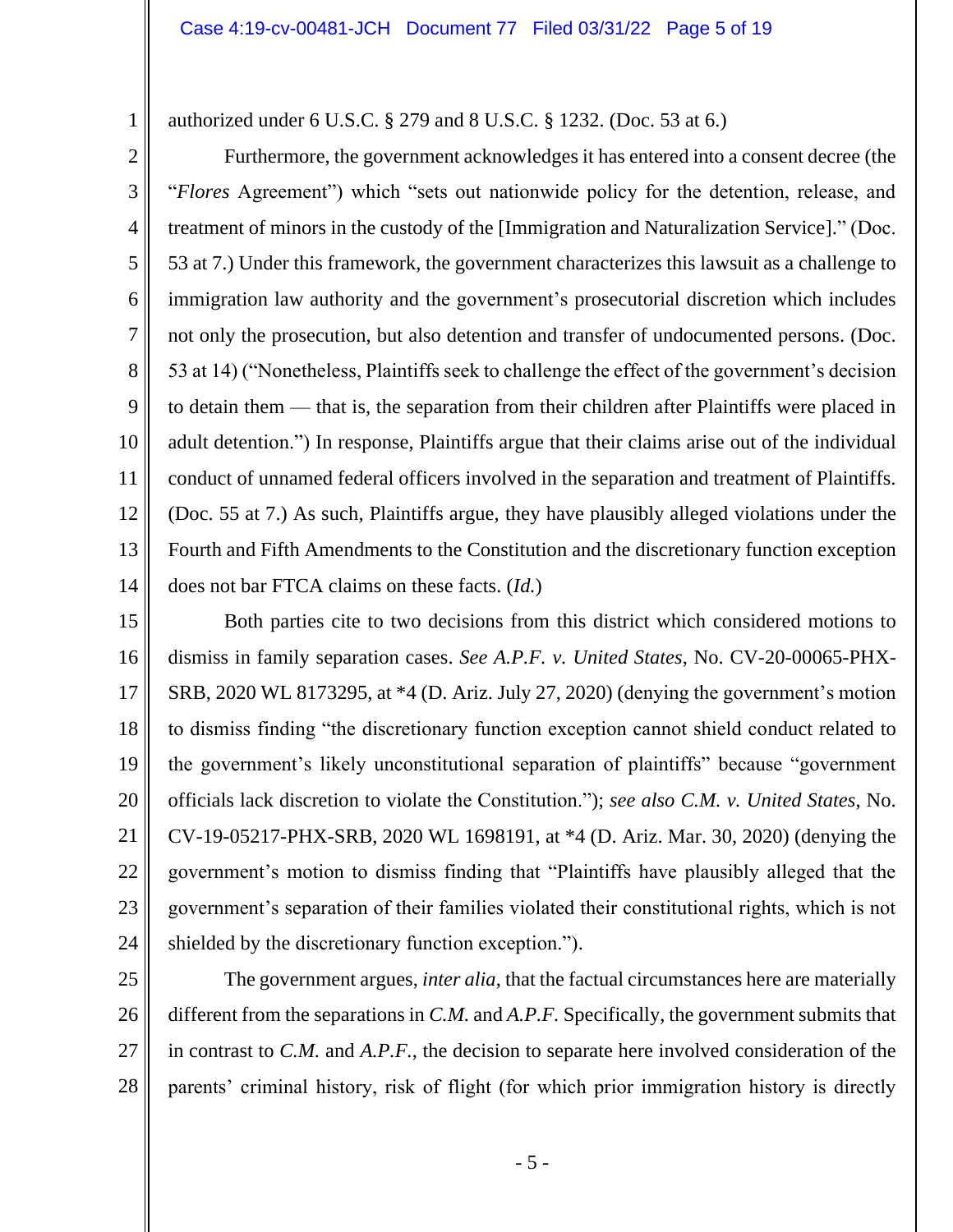authorized under 6 U.S.C. § 279 and 8 U.S.C. § 1232. (Doc. 53 at 6.)

Furthermore, the government acknowledges it has entered into a consent decree (the "*Flores* Agreement") which "sets out nationwide policy for the detention, release, and treatment of minors in the custody of the [Immigration and Naturalization Service]." (Doc. 53 at 7.) Under this framework, the government characterizes this lawsuit as a challenge to immigration law authority and the government's prosecutorial discretion which includes not only the prosecution, but also detention and transfer of undocumented persons. (Doc. 53 at 14) ("Nonetheless, Plaintiffs seek to challenge the effect of the government's decision to detain them — that is, the separation from their children after Plaintiffs were placed in adult detention.") In response, Plaintiffs argue that their claims arise out of the individual conduct of unnamed federal officers involved in the separation and treatment of Plaintiffs. (Doc. 55 at 7.) As such, Plaintiffs argue, they have plausibly alleged violations under the Fourth and Fifth Amendments to the Constitution and the discretionary function exception does not bar FTCA claims on these facts. (*Id.*)

Both parties cite to two decisions from this district which considered motions to dismiss in family separation cases. *See A.P.F. v. United States*, No. CV-20-00065-PHX-SRB, 2020 WL 8173295, at *4 (D. Ariz. July 27, 2020) (denying the government's motion to dismiss finding "the discretionary function exception cannot shield conduct related to the government's likely unconstitutional separation of plaintiffs" because "government officials lack discretion to violate the Constitution."); *see also C.M. v. United States*, No. CV-19-05217-PHX-SRB, 2020 WL 1698191, at *4 (D. Ariz. Mar. 30, 2020) (denying the government's motion to dismiss finding that "Plaintiffs have plausibly alleged that the government's separation of their families violated their constitutional rights, which is not shielded by the discretionary function exception.").

The government argues, *inter alia*, that the factual circumstances here are materially different from the separations in *C.M.* and *A.P.F.* Specifically, the government submits that in contrast to *C.M.* and *A.P.F.*, the decision to separate here involved consideration of the parents' criminal history, risk of flight (for which prior immigration history is directly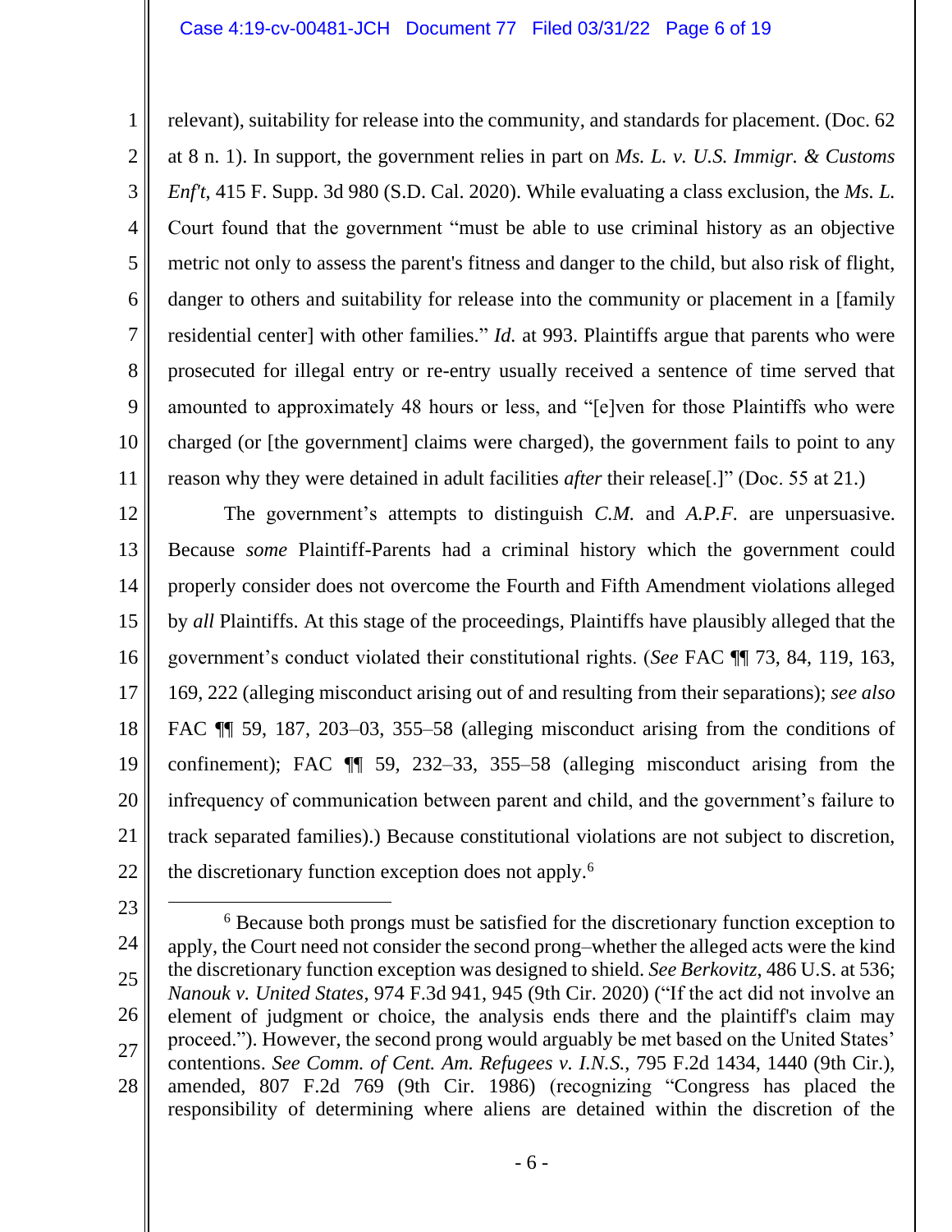relevant), suitability for release into the community, and standards for placement. (Doc. 62 at 8 n. 1). In support, the government relies in part on *Ms. L. v. U.S. Immigr. & Customs Enf't*, 415 F. Supp. 3d 980 (S.D. Cal. 2020). While evaluating a class exclusion, the *Ms. L.* Court found that the government "must be able to use criminal history as an objective metric not only to assess the parent's fitness and danger to the child, but also risk of flight, danger to others and suitability for release into the community or placement in a [family residential center] with other families." *Id.* at 993. Plaintiffs argue that parents who were prosecuted for illegal entry or re-entry usually received a sentence of time served that amounted to approximately 48 hours or less, and "[e]ven for those Plaintiffs who were charged (or [the government] claims were charged), the government fails to point to any reason why they were detained in adult facilities *after* their release[.]" (Doc. 55 at 21.)

The government's attempts to distinguish *C.M.* and *A.P.F.* are unpersuasive. Because *some* Plaintiff-Parents had a criminal history which the government could properly consider does not overcome the Fourth and Fifth Amendment violations alleged by *all* Plaintiffs. At this stage of the proceedings, Plaintiffs have plausibly alleged that the government's conduct violated their constitutional rights. (*See* FAC ¶¶ 73, 84, 119, 163, 169, 222 (alleging misconduct arising out of and resulting from their separations); *see also* FAC ¶¶ 59, 187, 203–03, 355–58 (alleging misconduct arising from the conditions of confinement); FAC ¶¶ 59, 232–33, 355–58 (alleging misconduct arising from the infrequency of communication between parent and child, and the government's failure to track separated families).) Because constitutional violations are not subject to discretion, the discretionary function exception does not apply.[6]

[6] Because both prongs must be satisfied for the discretionary function exception to apply, the Court need not consider the second prong–whether the alleged acts were the kind the discretionary function exception was designed to shield. *See Berkovitz*, 486 U.S. at 536; *Nanouk v. United States*, 974 F.3d 941, 945 (9th Cir. 2020) ("If the act did not involve an element of judgment or choice, the analysis ends there and the plaintiff's claim may proceed."). However, the second prong would arguably be met based on the United States' contentions. *See Comm. of Cent. Am. Refugees v. I.N.S.*, 795 F.2d 1434, 1440 (9th Cir.), amended, 807 F.2d 769 (9th Cir. 1986) (recognizing "Congress has placed the responsibility of determining where aliens are detained within the discretion of the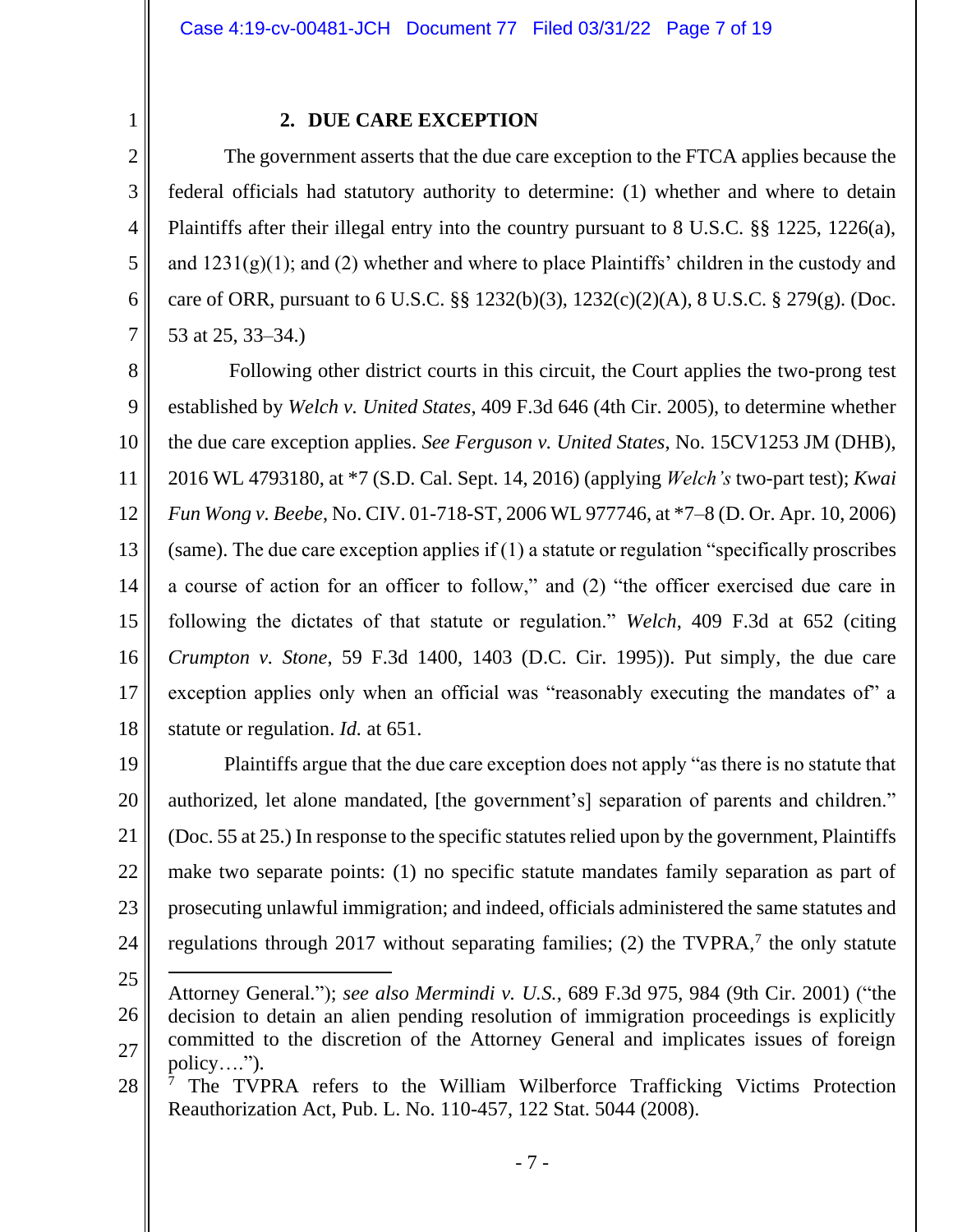### 2. DUE CARE EXCEPTION

The government asserts that the due care exception to the FTCA applies because the federal officials had statutory authority to determine: (1) whether and where to detain Plaintiffs after their illegal entry into the country pursuant to 8 U.S.C. §§ 1225, 1226(a), and 1231(g)(1); and (2) whether and where to place Plaintiffs' children in the custody and care of ORR, pursuant to 6 U.S.C. §§ 1232(b)(3), 1232(c)(2)(A), 8 U.S.C. § 279(g). (Doc. 53 at 25, 33–34.)

Following other district courts in this circuit, the Court applies the two-prong test established by *Welch v. United States*, 409 F.3d 646 (4th Cir. 2005), to determine whether the due care exception applies. *See Ferguson v. United States*, No. 15CV1253 JM (DHB), 2016 WL 4793180, at *7 (S.D. Cal. Sept. 14, 2016) (applying *Welch's* two-part test); *Kwai Fun Wong v. Beebe*, No. CIV. 01-718-ST, 2006 WL 977746, at *7–8 (D. Or. Apr. 10, 2006) (same). The due care exception applies if (1) a statute or regulation "specifically proscribes a course of action for an officer to follow," and (2) "the officer exercised due care in following the dictates of that statute or regulation." *Welch*, 409 F.3d at 652 (citing *Crumpton v. Stone*, 59 F.3d 1400, 1403 (D.C. Cir. 1995)). Put simply, the due care exception applies only when an official was "reasonably executing the mandates of" a statute or regulation. *Id.* at 651.

Plaintiffs argue that the due care exception does not apply "as there is no statute that authorized, let alone mandated, [the government's] separation of parents and children." (Doc. 55 at 25.) In response to the specific statutes relied upon by the government, Plaintiffs make two separate points: (1) no specific statute mandates family separation as part of prosecuting unlawful immigration; and indeed, officials administered the same statutes and regulations through 2017 without separating families; (2) the TVPRA,[7] the only statute

---

Attorney General."); *see also Mermindi v. U.S.*, 689 F.3d 975, 984 (9th Cir. 2001) ("the decision to detain an alien pending resolution of immigration proceedings is explicitly committed to the discretion of the Attorney General and implicates issues of foreign policy….").

[7] The TVPRA refers to the William Wilberforce Trafficking Victims Protection Reauthorization Act, Pub. L. No. 110-457, 122 Stat. 5044 (2008).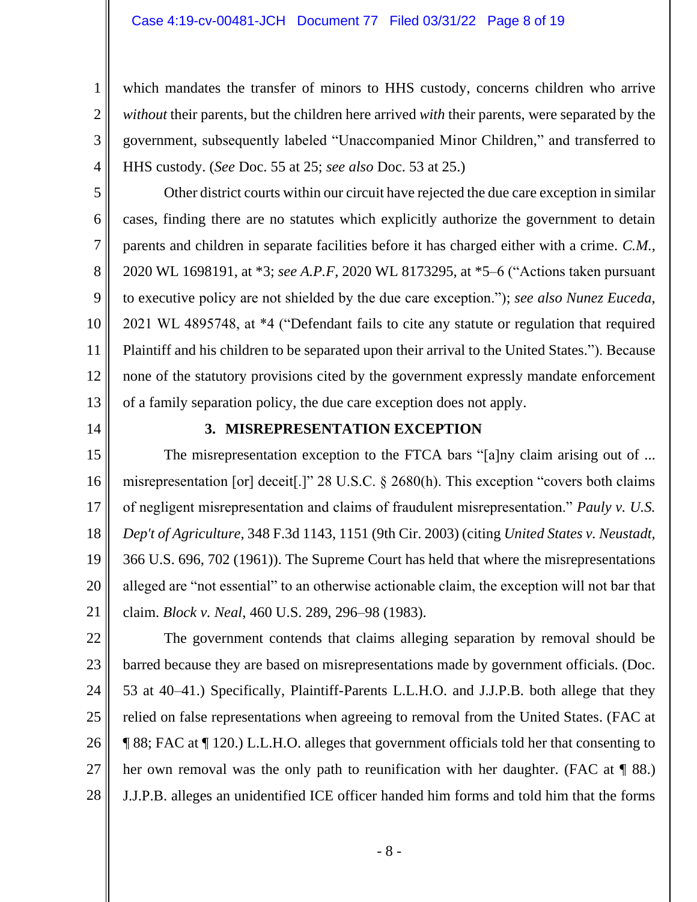which mandates the transfer of minors to HHS custody, concerns children who arrive *without* their parents, but the children here arrived *with* their parents, were separated by the government, subsequently labeled "Unaccompanied Minor Children," and transferred to HHS custody. (*See* Doc. 55 at 25; *see also* Doc. 53 at 25.)

Other district courts within our circuit have rejected the due care exception in similar cases, finding there are no statutes which explicitly authorize the government to detain parents and children in separate facilities before it has charged either with a crime. *C.M.*, 2020 WL 1698191, at *3; *see A.P.F*, 2020 WL 8173295, at *5–6 ("Actions taken pursuant to executive policy are not shielded by the due care exception."); *see also Nunez Euceda*, 2021 WL 4895748, at *4 ("Defendant fails to cite any statute or regulation that required Plaintiff and his children to be separated upon their arrival to the United States."). Because none of the statutory provisions cited by the government expressly mandate enforcement of a family separation policy, the due care exception does not apply.

### 3. MISREPRESENTATION EXCEPTION

The misrepresentation exception to the FTCA bars "[a]ny claim arising out of ... misrepresentation [or] deceit[.]" 28 U.S.C. § 2680(h). This exception "covers both claims of negligent misrepresentation and claims of fraudulent misrepresentation." *Pauly v. U.S. Dep't of Agriculture*, 348 F.3d 1143, 1151 (9th Cir. 2003) (citing *United States v. Neustadt*, 366 U.S. 696, 702 (1961)). The Supreme Court has held that where the misrepresentations alleged are "not essential" to an otherwise actionable claim, the exception will not bar that claim. *Block v. Neal*, 460 U.S. 289, 296–98 (1983).

The government contends that claims alleging separation by removal should be barred because they are based on misrepresentations made by government officials. (Doc. 53 at 40–41.) Specifically, Plaintiff-Parents L.L.H.O. and J.J.P.B. both allege that they relied on false representations when agreeing to removal from the United States. (FAC at ¶ 88; FAC at ¶ 120.) L.L.H.O. alleges that government officials told her that consenting to her own removal was the only path to reunification with her daughter. (FAC at ¶ 88.) J.J.P.B. alleges an unidentified ICE officer handed him forms and told him that the forms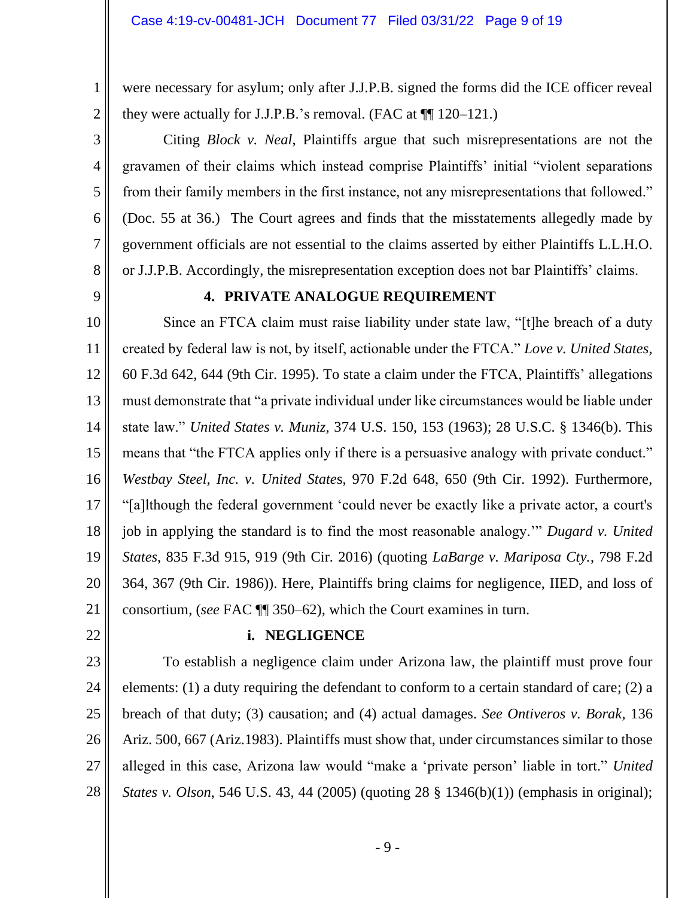were necessary for asylum; only after J.J.P.B. signed the forms did the ICE officer reveal they were actually for J.J.P.B.'s removal. (FAC at ¶¶ 120–121.)

Citing *Block v. Neal*, Plaintiffs argue that such misrepresentations are not the gravamen of their claims which instead comprise Plaintiffs' initial "violent separations from their family members in the first instance, not any misrepresentations that followed." (Doc. 55 at 36.) The Court agrees and finds that the misstatements allegedly made by government officials are not essential to the claims asserted by either Plaintiffs L.L.H.O. or J.J.P.B. Accordingly, the misrepresentation exception does not bar Plaintiffs' claims.

**4. PRIVATE ANALOGUE REQUIREMENT**

Since an FTCA claim must raise liability under state law, "[t]he breach of a duty created by federal law is not, by itself, actionable under the FTCA." *Love v. United States*, 60 F.3d 642, 644 (9th Cir. 1995). To state a claim under the FTCA, Plaintiffs' allegations must demonstrate that "a private individual under like circumstances would be liable under state law." *United States v. Muniz*, 374 U.S. 150, 153 (1963); 28 U.S.C. § 1346(b). This means that "the FTCA applies only if there is a persuasive analogy with private conduct." *Westbay Steel, Inc. v. United States*, 970 F.2d 648, 650 (9th Cir. 1992). Furthermore, "[a]lthough the federal government 'could never be exactly like a private actor, a court's job in applying the standard is to find the most reasonable analogy.'" *Dugard v. United States*, 835 F.3d 915, 919 (9th Cir. 2016) (quoting *LaBarge v. Mariposa Cty.*, 798 F.2d 364, 367 (9th Cir. 1986)). Here, Plaintiffs bring claims for negligence, IIED, and loss of consortium, (*see* FAC ¶¶ 350–62), which the Court examines in turn.

**i. NEGLIGENCE**

To establish a negligence claim under Arizona law, the plaintiff must prove four elements: (1) a duty requiring the defendant to conform to a certain standard of care; (2) a breach of that duty; (3) causation; and (4) actual damages. *See Ontiveros v. Borak*, 136 Ariz. 500, 667 (Ariz.1983). Plaintiffs must show that, under circumstances similar to those alleged in this case, Arizona law would "make a 'private person' liable in tort." *United States v. Olson*, 546 U.S. 43, 44 (2005) (quoting 28 § 1346(b)(1)) (emphasis in original);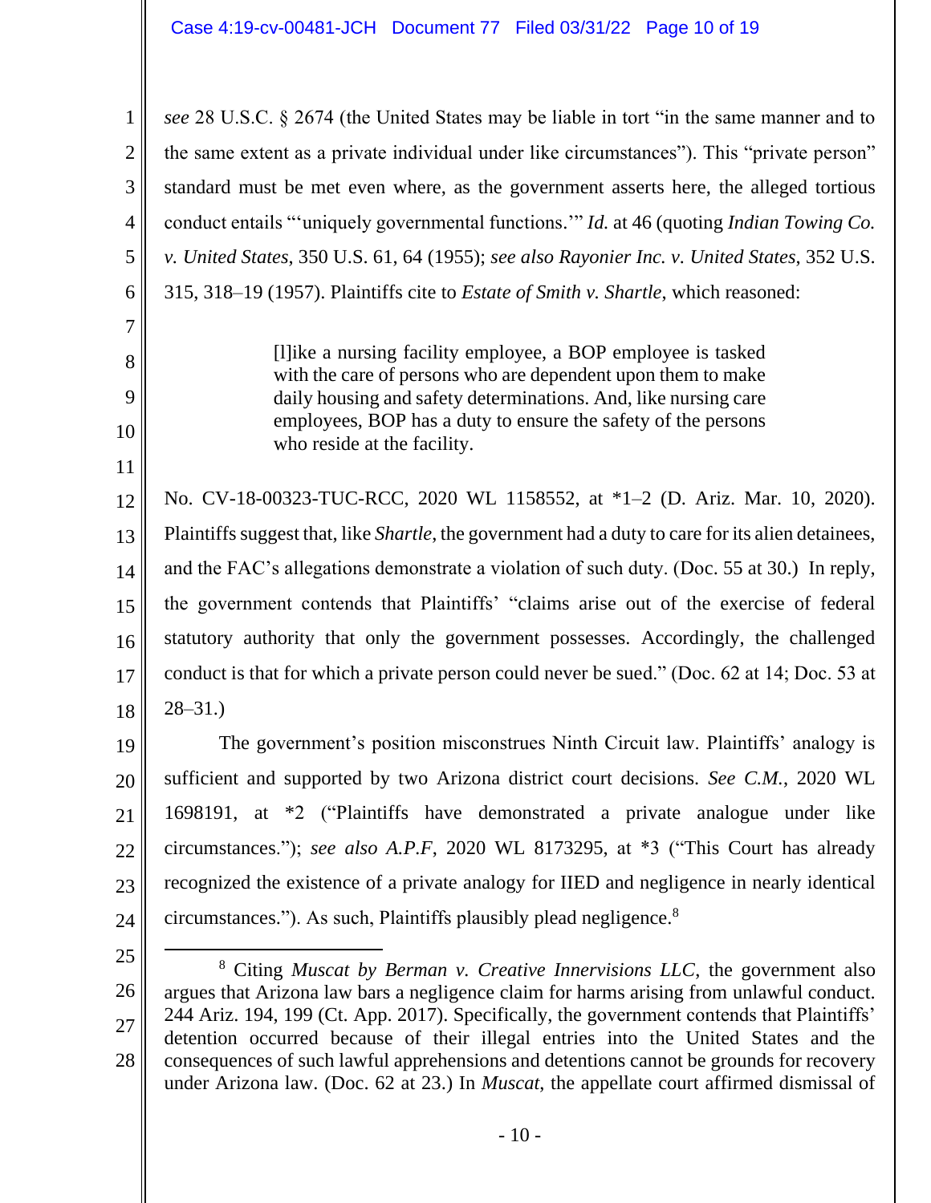*see* 28 U.S.C. § 2674 (the United States may be liable in tort "in the same manner and to the same extent as a private individual under like circumstances"). This "private person" standard must be met even where, as the government asserts here, the alleged tortious conduct entails "'uniquely governmental functions.'" *Id.* at 46 (quoting *Indian Towing Co. v. United States*, 350 U.S. 61, 64 (1955); *see also Rayonier Inc. v. United States*, 352 U.S. 315, 318–19 (1957). Plaintiffs cite to *Estate of Smith v. Shartle*, which reasoned:

> [l]ike a nursing facility employee, a BOP employee is tasked with the care of persons who are dependent upon them to make daily housing and safety determinations. And, like nursing care employees, BOP has a duty to ensure the safety of the persons who reside at the facility.

No. CV-18-00323-TUC-RCC, 2020 WL 1158552, at *1–2 (D. Ariz. Mar. 10, 2020). Plaintiffs suggest that, like *Shartle*, the government had a duty to care for its alien detainees, and the FAC's allegations demonstrate a violation of such duty. (Doc. 55 at 30.) In reply, the government contends that Plaintiffs' "claims arise out of the exercise of federal statutory authority that only the government possesses. Accordingly, the challenged conduct is that for which a private person could never be sued." (Doc. 62 at 14; Doc. 53 at 28–31.)

The government's position misconstrues Ninth Circuit law. Plaintiffs' analogy is sufficient and supported by two Arizona district court decisions. *See C.M.*, 2020 WL 1698191, at *2 ("Plaintiffs have demonstrated a private analogue under like circumstances."); *see also A.P.F*, 2020 WL 8173295, at *3 ("This Court has already recognized the existence of a private analogy for IIED and negligence in nearly identical circumstances."). As such, Plaintiffs plausibly plead negligence.[8]

---

[8] Citing *Muscat by Berman v. Creative Innervisions LLC*, the government also argues that Arizona law bars a negligence claim for harms arising from unlawful conduct. 244 Ariz. 194, 199 (Ct. App. 2017). Specifically, the government contends that Plaintiffs' detention occurred because of their illegal entries into the United States and the consequences of such lawful apprehensions and detentions cannot be grounds for recovery under Arizona law. (Doc. 62 at 23.) In *Muscat*, the appellate court affirmed dismissal of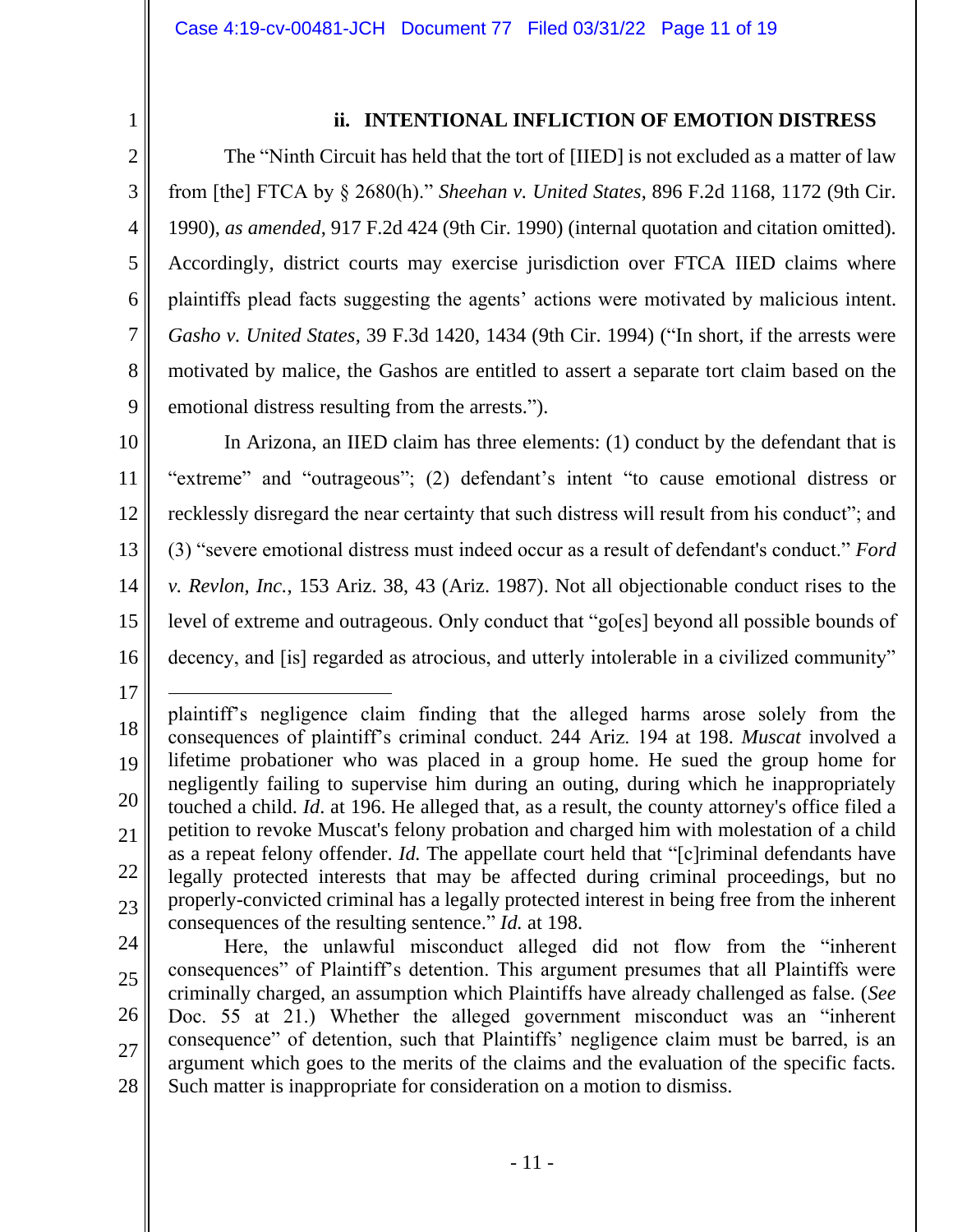### ii. INTENTIONAL INFLICTION OF EMOTION DISTRESS

The "Ninth Circuit has held that the tort of [IIED] is not excluded as a matter of law from [the] FTCA by § 2680(h)." *Sheehan v. United States*, 896 F.2d 1168, 1172 (9th Cir. 1990), *as amended*, 917 F.2d 424 (9th Cir. 1990) (internal quotation and citation omitted). Accordingly, district courts may exercise jurisdiction over FTCA IIED claims where plaintiffs plead facts suggesting the agents' actions were motivated by malicious intent. *Gasho v. United States*, 39 F.3d 1420, 1434 (9th Cir. 1994) ("In short, if the arrests were motivated by malice, the Gashos are entitled to assert a separate tort claim based on the emotional distress resulting from the arrests.").

In Arizona, an IIED claim has three elements: (1) conduct by the defendant that is "extreme" and "outrageous"; (2) defendant's intent "to cause emotional distress or recklessly disregard the near certainty that such distress will result from his conduct"; and (3) "severe emotional distress must indeed occur as a result of defendant's conduct." *Ford v. Revlon, Inc.*, 153 Ariz. 38, 43 (Ariz. 1987). Not all objectionable conduct rises to the level of extreme and outrageous. Only conduct that "go[es] beyond all possible bounds of decency, and [is] regarded as atrocious, and utterly intolerable in a civilized community"

---

plaintiff's negligence claim finding that the alleged harms arose solely from the consequences of plaintiff's criminal conduct. 244 Ariz. 194 at 198. *Muscat* involved a lifetime probationer who was placed in a group home. He sued the group home for negligently failing to supervise him during an outing, during which he inappropriately touched a child. *Id*. at 196. He alleged that, as a result, the county attorney's office filed a petition to revoke Muscat's felony probation and charged him with molestation of a child as a repeat felony offender. *Id.* The appellate court held that "[c]riminal defendants have legally protected interests that may be affected during criminal proceedings, but no properly-convicted criminal has a legally protected interest in being free from the inherent consequences of the resulting sentence." *Id.* at 198.

Here, the unlawful misconduct alleged did not flow from the "inherent consequences" of Plaintiff's detention. This argument presumes that all Plaintiffs were criminally charged, an assumption which Plaintiffs have already challenged as false. (*See* Doc. 55 at 21.) Whether the alleged government misconduct was an "inherent consequence" of detention, such that Plaintiffs' negligence claim must be barred, is an argument which goes to the merits of the claims and the evaluation of the specific facts. Such matter is inappropriate for consideration on a motion to dismiss.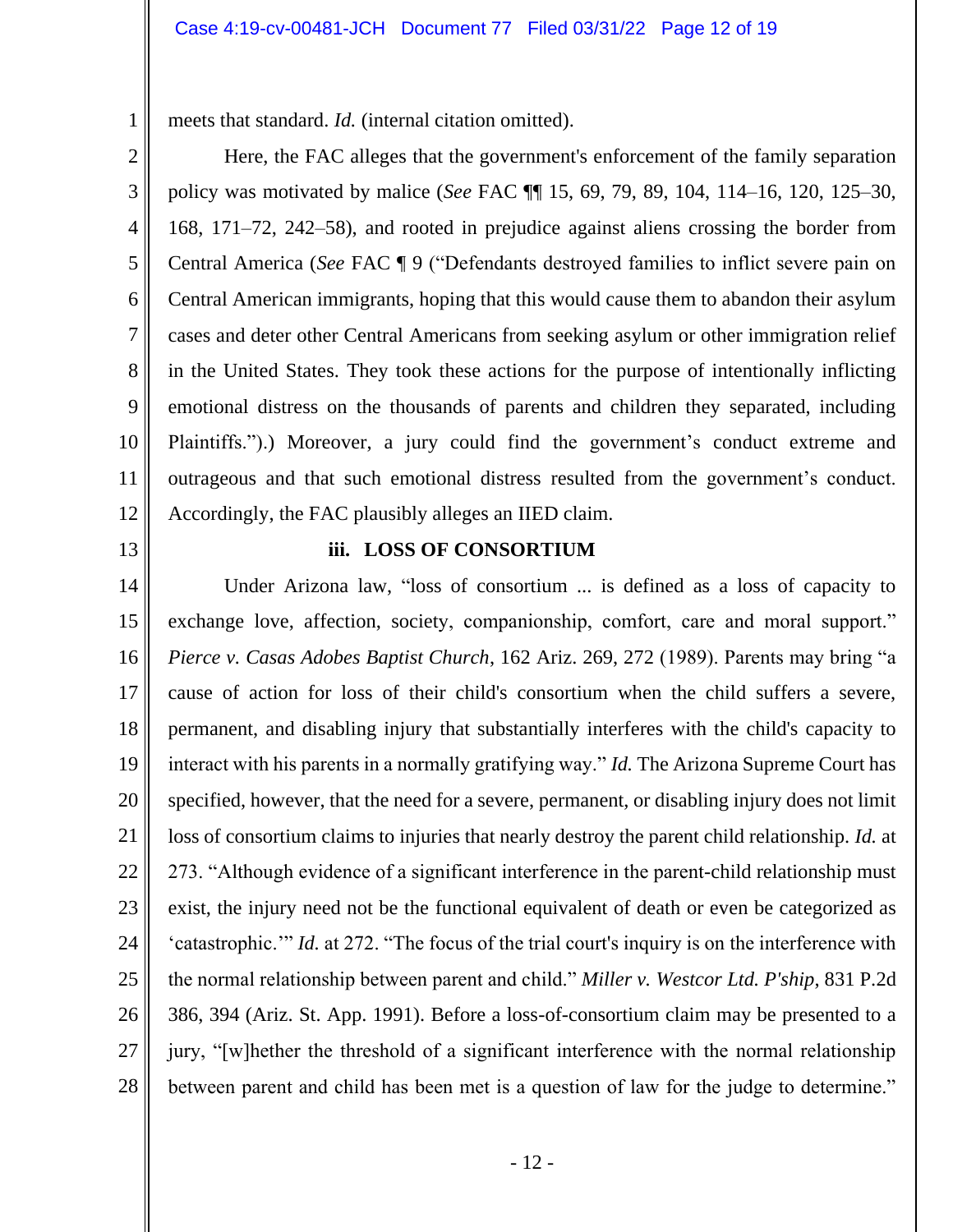meets that standard. *Id.* (internal citation omitted).

Here, the FAC alleges that the government's enforcement of the family separation policy was motivated by malice (*See* FAC ¶¶ 15, 69, 79, 89, 104, 114–16, 120, 125–30, 168, 171–72, 242–58), and rooted in prejudice against aliens crossing the border from Central America (*See* FAC ¶ 9 ("Defendants destroyed families to inflict severe pain on Central American immigrants, hoping that this would cause them to abandon their asylum cases and deter other Central Americans from seeking asylum or other immigration relief in the United States. They took these actions for the purpose of intentionally inflicting emotional distress on the thousands of parents and children they separated, including Plaintiffs.").) Moreover, a jury could find the government's conduct extreme and outrageous and that such emotional distress resulted from the government's conduct. Accordingly, the FAC plausibly alleges an IIED claim.

**iii. LOSS OF CONSORTIUM**

Under Arizona law, "loss of consortium ... is defined as a loss of capacity to exchange love, affection, society, companionship, comfort, care and moral support." *Pierce v. Casas Adobes Baptist Church*, 162 Ariz. 269, 272 (1989). Parents may bring "a cause of action for loss of their child's consortium when the child suffers a severe, permanent, and disabling injury that substantially interferes with the child's capacity to interact with his parents in a normally gratifying way." *Id.* The Arizona Supreme Court has specified, however, that the need for a severe, permanent, or disabling injury does not limit loss of consortium claims to injuries that nearly destroy the parent child relationship. *Id.* at 273. "Although evidence of a significant interference in the parent-child relationship must exist, the injury need not be the functional equivalent of death or even be categorized as 'catastrophic.'" *Id.* at 272. "The focus of the trial court's inquiry is on the interference with the normal relationship between parent and child." *Miller v. Westcor Ltd. P'ship*, 831 P.2d 386, 394 (Ariz. St. App. 1991). Before a loss-of-consortium claim may be presented to a jury, "[w]hether the threshold of a significant interference with the normal relationship between parent and child has been met is a question of law for the judge to determine."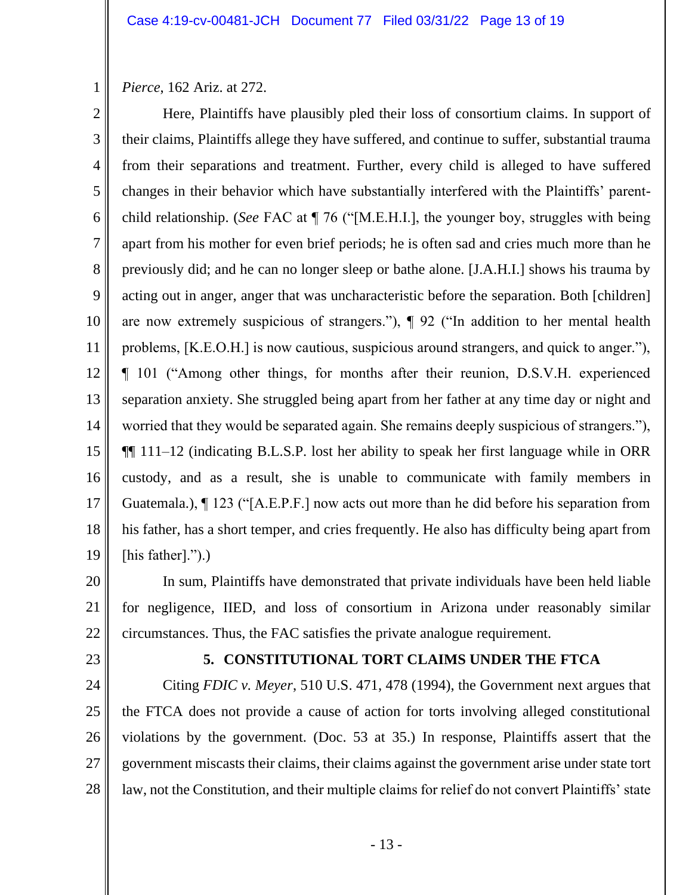*Pierce*, 162 Ariz. at 272.

Here, Plaintiffs have plausibly pled their loss of consortium claims. In support of their claims, Plaintiffs allege they have suffered, and continue to suffer, substantial trauma from their separations and treatment. Further, every child is alleged to have suffered changes in their behavior which have substantially interfered with the Plaintiffs' parent-child relationship. (*See* FAC at ¶ 76 ("[M.E.H.I.], the younger boy, struggles with being apart from his mother for even brief periods; he is often sad and cries much more than he previously did; and he can no longer sleep or bathe alone. [J.A.H.I.] shows his trauma by acting out in anger, anger that was uncharacteristic before the separation. Both [children] are now extremely suspicious of strangers."), ¶ 92 ("In addition to her mental health problems, [K.E.O.H.] is now cautious, suspicious around strangers, and quick to anger."), ¶ 101 ("Among other things, for months after their reunion, D.S.V.H. experienced separation anxiety. She struggled being apart from her father at any time day or night and worried that they would be separated again. She remains deeply suspicious of strangers."), ¶¶ 111–12 (indicating B.L.S.P. lost her ability to speak her first language while in ORR custody, and as a result, she is unable to communicate with family members in Guatemala.), ¶ 123 ("[A.E.P.F.] now acts out more than he did before his separation from his father, has a short temper, and cries frequently. He also has difficulty being apart from [his father].").)

In sum, Plaintiffs have demonstrated that private individuals have been held liable for negligence, IIED, and loss of consortium in Arizona under reasonably similar circumstances. Thus, the FAC satisfies the private analogue requirement.

### 5. CONSTITUTIONAL TORT CLAIMS UNDER THE FTCA

Citing *FDIC v. Meyer*, 510 U.S. 471, 478 (1994), the Government next argues that the FTCA does not provide a cause of action for torts involving alleged constitutional violations by the government. (Doc. 53 at 35.) In response, Plaintiffs assert that the government miscasts their claims, their claims against the government arise under state tort law, not the Constitution, and their multiple claims for relief do not convert Plaintiffs' state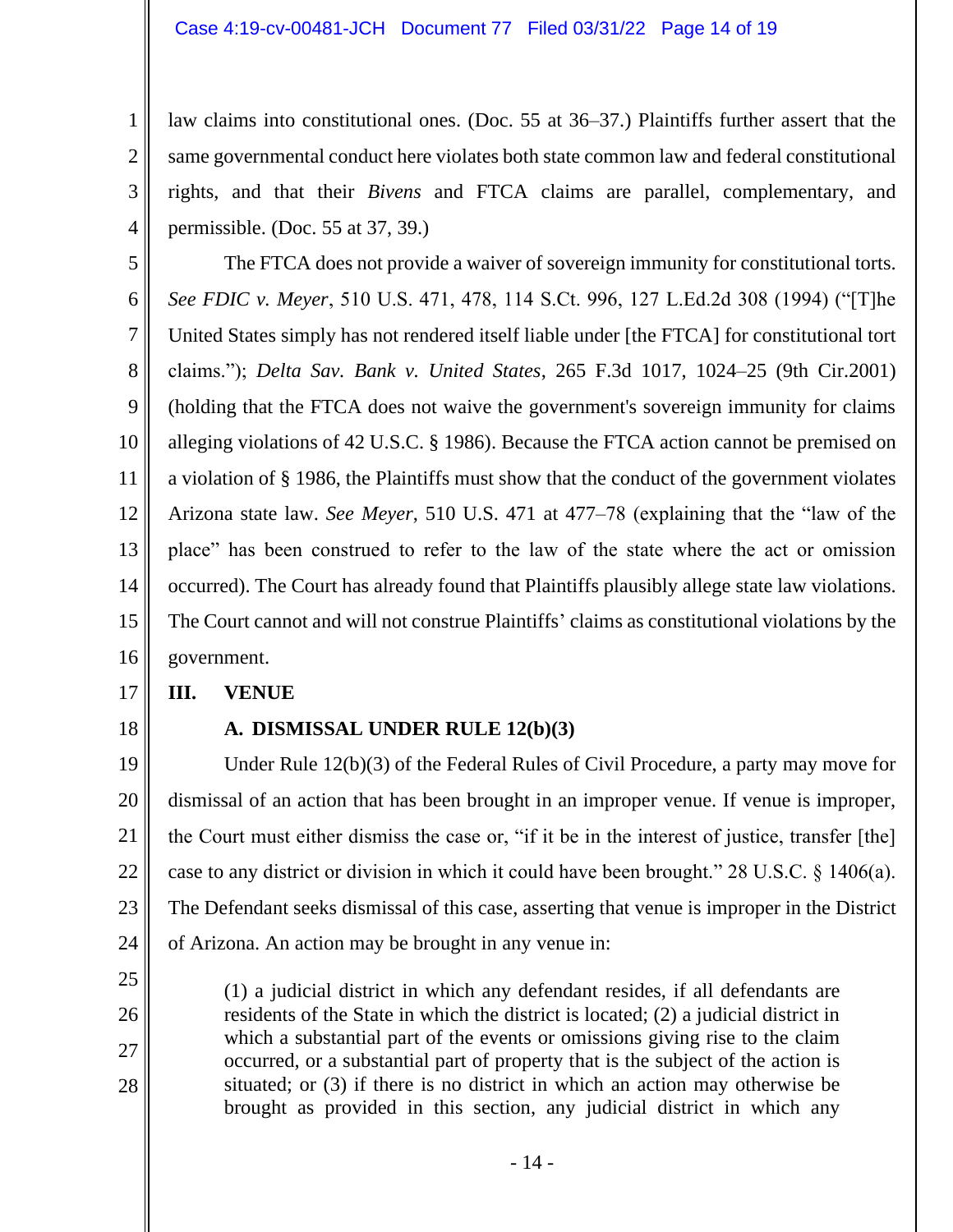law claims into constitutional ones. (Doc. 55 at 36–37.) Plaintiffs further assert that the same governmental conduct here violates both state common law and federal constitutional rights, and that their *Bivens* and FTCA claims are parallel, complementary, and permissible. (Doc. 55 at 37, 39.)

The FTCA does not provide a waiver of sovereign immunity for constitutional torts. *See FDIC v. Meyer*, 510 U.S. 471, 478, 114 S.Ct. 996, 127 L.Ed.2d 308 (1994) ("[T]he United States simply has not rendered itself liable under [the FTCA] for constitutional tort claims."); *Delta Sav. Bank v. United States*, 265 F.3d 1017, 1024–25 (9th Cir.2001) (holding that the FTCA does not waive the government's sovereign immunity for claims alleging violations of 42 U.S.C. § 1986). Because the FTCA action cannot be premised on a violation of § 1986, the Plaintiffs must show that the conduct of the government violates Arizona state law. *See Meyer*, 510 U.S. 471 at 477–78 (explaining that the "law of the place" has been construed to refer to the law of the state where the act or omission occurred). The Court has already found that Plaintiffs plausibly allege state law violations. The Court cannot and will not construe Plaintiffs' claims as constitutional violations by the government.

## III. VENUE

### A. DISMISSAL UNDER RULE 12(b)(3)

Under Rule 12(b)(3) of the Federal Rules of Civil Procedure, a party may move for dismissal of an action that has been brought in an improper venue. If venue is improper, the Court must either dismiss the case or, "if it be in the interest of justice, transfer [the] case to any district or division in which it could have been brought." 28 U.S.C. § 1406(a). The Defendant seeks dismissal of this case, asserting that venue is improper in the District of Arizona. An action may be brought in any venue in:

> (1) a judicial district in which any defendant resides, if all defendants are residents of the State in which the district is located; (2) a judicial district in which a substantial part of the events or omissions giving rise to the claim occurred, or a substantial part of property that is the subject of the action is situated; or (3) if there is no district in which an action may otherwise be brought as provided in this section, any judicial district in which any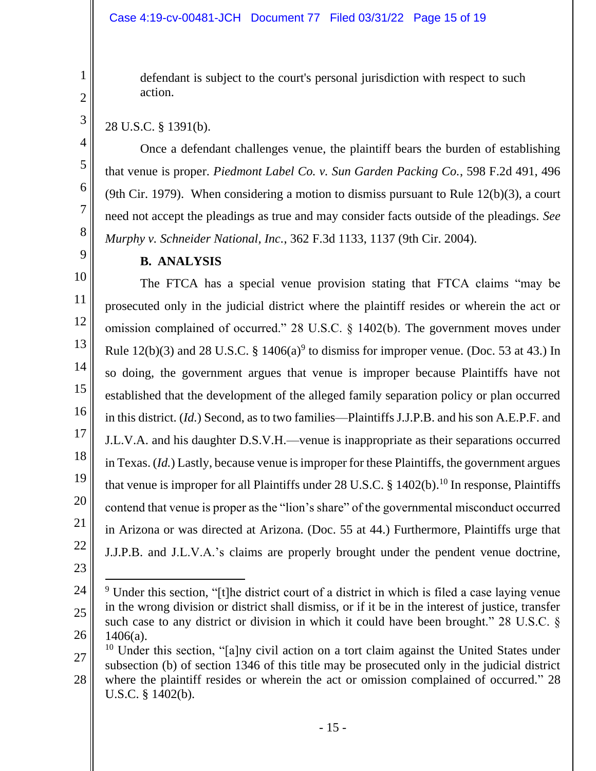defendant is subject to the court's personal jurisdiction with respect to such action.

28 U.S.C. § 1391(b).

Once a defendant challenges venue, the plaintiff bears the burden of establishing that venue is proper. *Piedmont Label Co. v. Sun Garden Packing Co.*, 598 F.2d 491, 496 (9th Cir. 1979). When considering a motion to dismiss pursuant to Rule 12(b)(3), a court need not accept the pleadings as true and may consider facts outside of the pleadings. *See Murphy v. Schneider National, Inc.*, 362 F.3d 1133, 1137 (9th Cir. 2004).

**B. ANALYSIS**

The FTCA has a special venue provision stating that FTCA claims "may be prosecuted only in the judicial district where the plaintiff resides or wherein the act or omission complained of occurred." 28 U.S.C. § 1402(b). The government moves under Rule 12(b)(3) and 28 U.S.C. § 1406(a)[9] to dismiss for improper venue. (Doc. 53 at 43.) In so doing, the government argues that venue is improper because Plaintiffs have not established that the development of the alleged family separation policy or plan occurred in this district. (*Id.*) Second, as to two families—Plaintiffs J.J.P.B. and his son A.E.P.F. and J.L.V.A. and his daughter D.S.V.H.—venue is inappropriate as their separations occurred in Texas. (*Id.*) Lastly, because venue is improper for these Plaintiffs, the government argues that venue is improper for all Plaintiffs under 28 U.S.C. § 1402(b).[10] In response, Plaintiffs contend that venue is proper as the "lion's share" of the governmental misconduct occurred in Arizona or was directed at Arizona. (Doc. 55 at 44.) Furthermore, Plaintiffs urge that J.J.P.B. and J.L.V.A.'s claims are properly brought under the pendent venue doctrine,

---

[9] Under this section, "[t]he district court of a district in which is filed a case laying venue in the wrong division or district shall dismiss, or if it be in the interest of justice, transfer such case to any district or division in which it could have been brought." 28 U.S.C. § 1406(a).

[10] Under this section, "[a]ny civil action on a tort claim against the United States under subsection (b) of section 1346 of this title may be prosecuted only in the judicial district where the plaintiff resides or wherein the act or omission complained of occurred." 28 U.S.C. § 1402(b).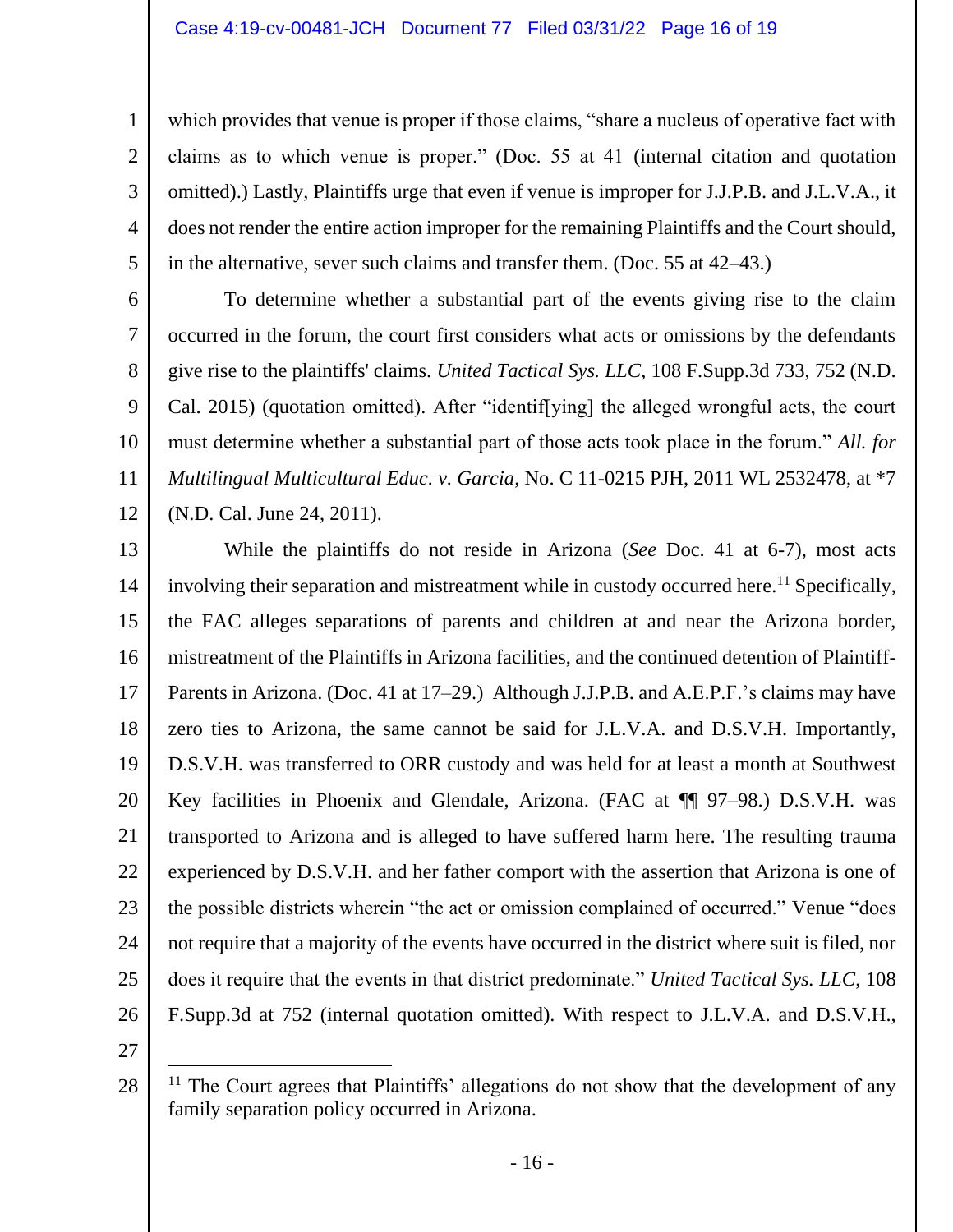which provides that venue is proper if those claims, "share a nucleus of operative fact with claims as to which venue is proper." (Doc. 55 at 41 (internal citation and quotation omitted).) Lastly, Plaintiffs urge that even if venue is improper for J.J.P.B. and J.L.V.A., it does not render the entire action improper for the remaining Plaintiffs and the Court should, in the alternative, sever such claims and transfer them. (Doc. 55 at 42–43.)

To determine whether a substantial part of the events giving rise to the claim occurred in the forum, the court first considers what acts or omissions by the defendants give rise to the plaintiffs' claims. *United Tactical Sys. LLC*, 108 F.Supp.3d 733, 752 (N.D. Cal. 2015) (quotation omitted). After "identif[ying] the alleged wrongful acts, the court must determine whether a substantial part of those acts took place in the forum." *All. for Multilingual Multicultural Educ. v. Garcia*, No. C 11-0215 PJH, 2011 WL 2532478, at *7 (N.D. Cal. June 24, 2011).

While the plaintiffs do not reside in Arizona (*See* Doc. 41 at 6-7), most acts involving their separation and mistreatment while in custody occurred here.[11] Specifically, the FAC alleges separations of parents and children at and near the Arizona border, mistreatment of the Plaintiffs in Arizona facilities, and the continued detention of Plaintiff-Parents in Arizona. (Doc. 41 at 17–29.) Although J.J.P.B. and A.E.P.F.'s claims may have zero ties to Arizona, the same cannot be said for J.L.V.A. and D.S.V.H. Importantly, D.S.V.H. was transferred to ORR custody and was held for at least a month at Southwest Key facilities in Phoenix and Glendale, Arizona. (FAC at ¶¶ 97–98.) D.S.V.H. was transported to Arizona and is alleged to have suffered harm here. The resulting trauma experienced by D.S.V.H. and her father comport with the assertion that Arizona is one of the possible districts wherein "the act or omission complained of occurred." Venue "does not require that a majority of the events have occurred in the district where suit is filed, nor does it require that the events in that district predominate." *United Tactical Sys. LLC*, 108 F.Supp.3d at 752 (internal quotation omitted). With respect to J.L.V.A. and D.S.V.H.,

[11] The Court agrees that Plaintiffs' allegations do not show that the development of any family separation policy occurred in Arizona.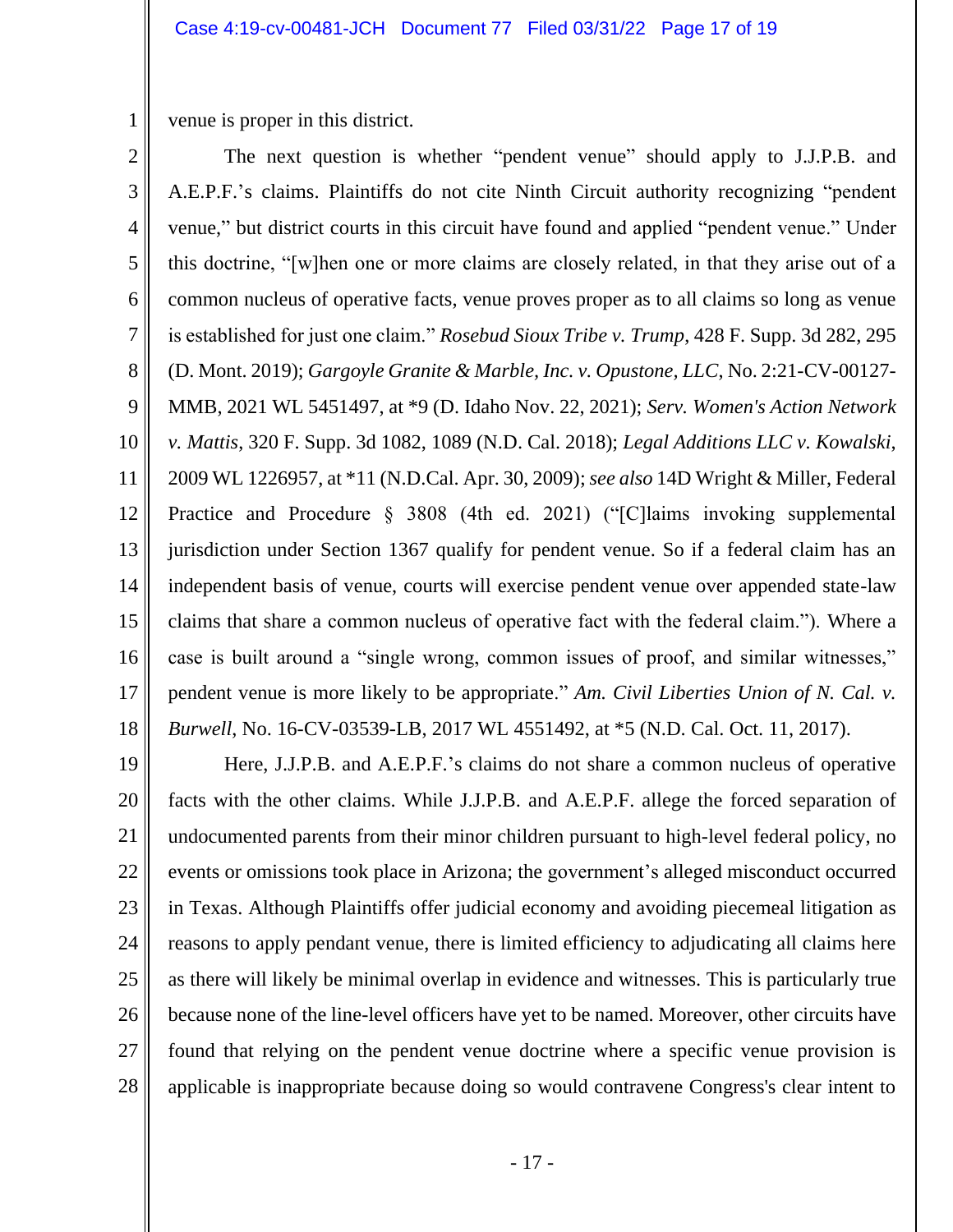venue is proper in this district.

The next question is whether "pendent venue" should apply to J.J.P.B. and A.E.P.F.'s claims. Plaintiffs do not cite Ninth Circuit authority recognizing "pendent venue," but district courts in this circuit have found and applied "pendent venue." Under this doctrine, "[w]hen one or more claims are closely related, in that they arise out of a common nucleus of operative facts, venue proves proper as to all claims so long as venue is established for just one claim." *Rosebud Sioux Tribe v. Trump*, 428 F. Supp. 3d 282, 295 (D. Mont. 2019); *Gargoyle Granite & Marble, Inc. v. Opustone, LLC*, No. 2:21-CV-00127-MMB, 2021 WL 5451497, at *9 (D. Idaho Nov. 22, 2021); *Serv. Women's Action Network v. Mattis*, 320 F. Supp. 3d 1082, 1089 (N.D. Cal. 2018); *Legal Additions LLC v. Kowalski*, 2009 WL 1226957, at *11 (N.D.Cal. Apr. 30, 2009); *see also* 14D Wright & Miller, Federal Practice and Procedure § 3808 (4th ed. 2021) ("[C]laims invoking supplemental jurisdiction under Section 1367 qualify for pendent venue. So if a federal claim has an independent basis of venue, courts will exercise pendent venue over appended state-law claims that share a common nucleus of operative fact with the federal claim."). Where a case is built around a "single wrong, common issues of proof, and similar witnesses," pendent venue is more likely to be appropriate." *Am. Civil Liberties Union of N. Cal. v. Burwell*, No. 16-CV-03539-LB, 2017 WL 4551492, at *5 (N.D. Cal. Oct. 11, 2017).

Here, J.J.P.B. and A.E.P.F.'s claims do not share a common nucleus of operative facts with the other claims. While J.J.P.B. and A.E.P.F. allege the forced separation of undocumented parents from their minor children pursuant to high-level federal policy, no events or omissions took place in Arizona; the government's alleged misconduct occurred in Texas. Although Plaintiffs offer judicial economy and avoiding piecemeal litigation as reasons to apply pendant venue, there is limited efficiency to adjudicating all claims here as there will likely be minimal overlap in evidence and witnesses. This is particularly true because none of the line-level officers have yet to be named. Moreover, other circuits have found that relying on the pendent venue doctrine where a specific venue provision is applicable is inappropriate because doing so would contravene Congress's clear intent to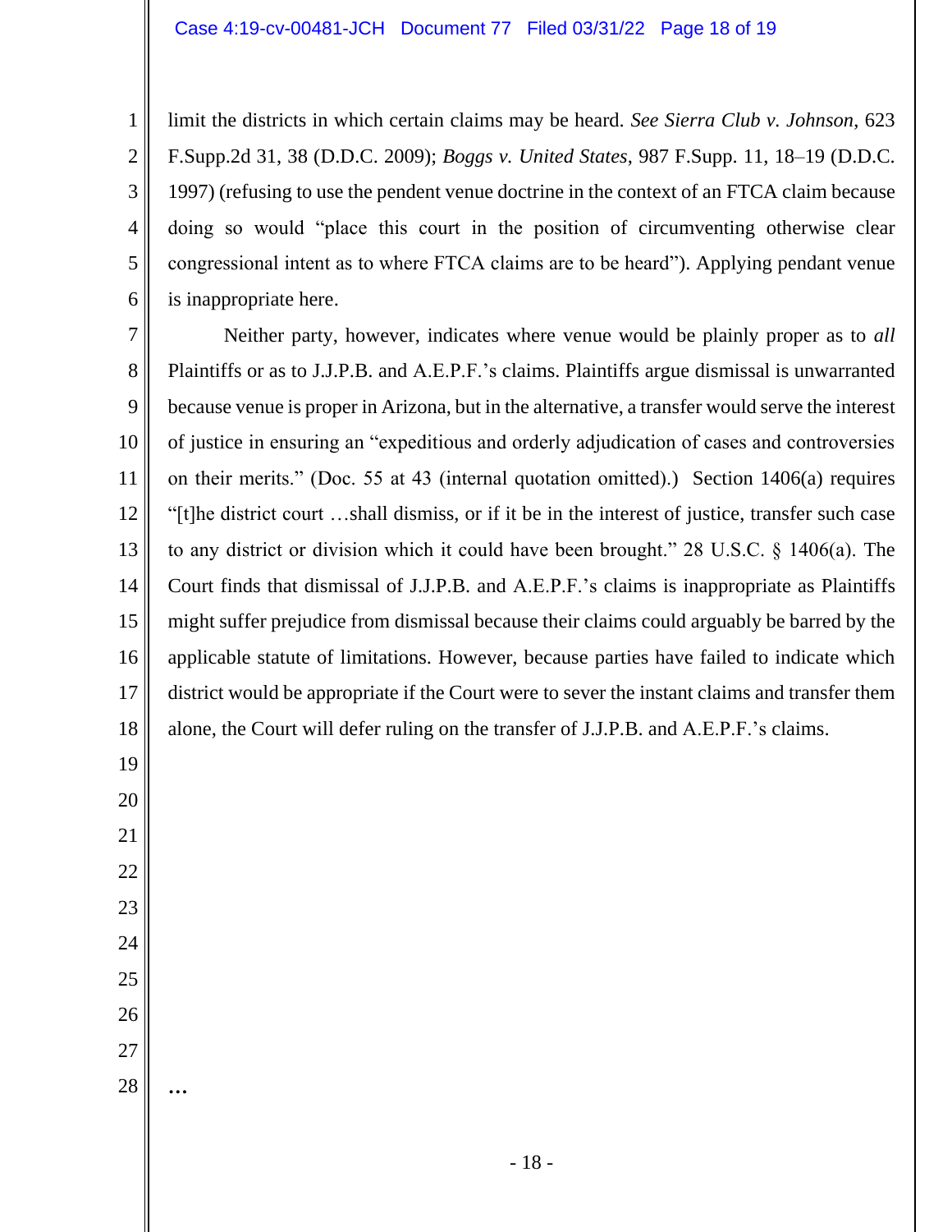limit the districts in which certain claims may be heard. *See Sierra Club v. Johnson*, 623 F.Supp.2d 31, 38 (D.D.C. 2009); *Boggs v. United States*, 987 F.Supp. 11, 18–19 (D.D.C. 1997) (refusing to use the pendent venue doctrine in the context of an FTCA claim because doing so would "place this court in the position of circumventing otherwise clear congressional intent as to where FTCA claims are to be heard"). Applying pendant venue is inappropriate here.

Neither party, however, indicates where venue would be plainly proper as to *all* Plaintiffs or as to J.J.P.B. and A.E.P.F.'s claims. Plaintiffs argue dismissal is unwarranted because venue is proper in Arizona, but in the alternative, a transfer would serve the interest of justice in ensuring an "expeditious and orderly adjudication of cases and controversies on their merits." (Doc. 55 at 43 (internal quotation omitted).) Section 1406(a) requires "[t]he district court …shall dismiss, or if it be in the interest of justice, transfer such case to any district or division which it could have been brought." 28 U.S.C. § 1406(a). The Court finds that dismissal of J.J.P.B. and A.E.P.F.'s claims is inappropriate as Plaintiffs might suffer prejudice from dismissal because their claims could arguably be barred by the applicable statute of limitations. However, because parties have failed to indicate which district would be appropriate if the Court were to sever the instant claims and transfer them alone, the Court will defer ruling on the transfer of J.J.P.B. and A.E.P.F.'s claims.

…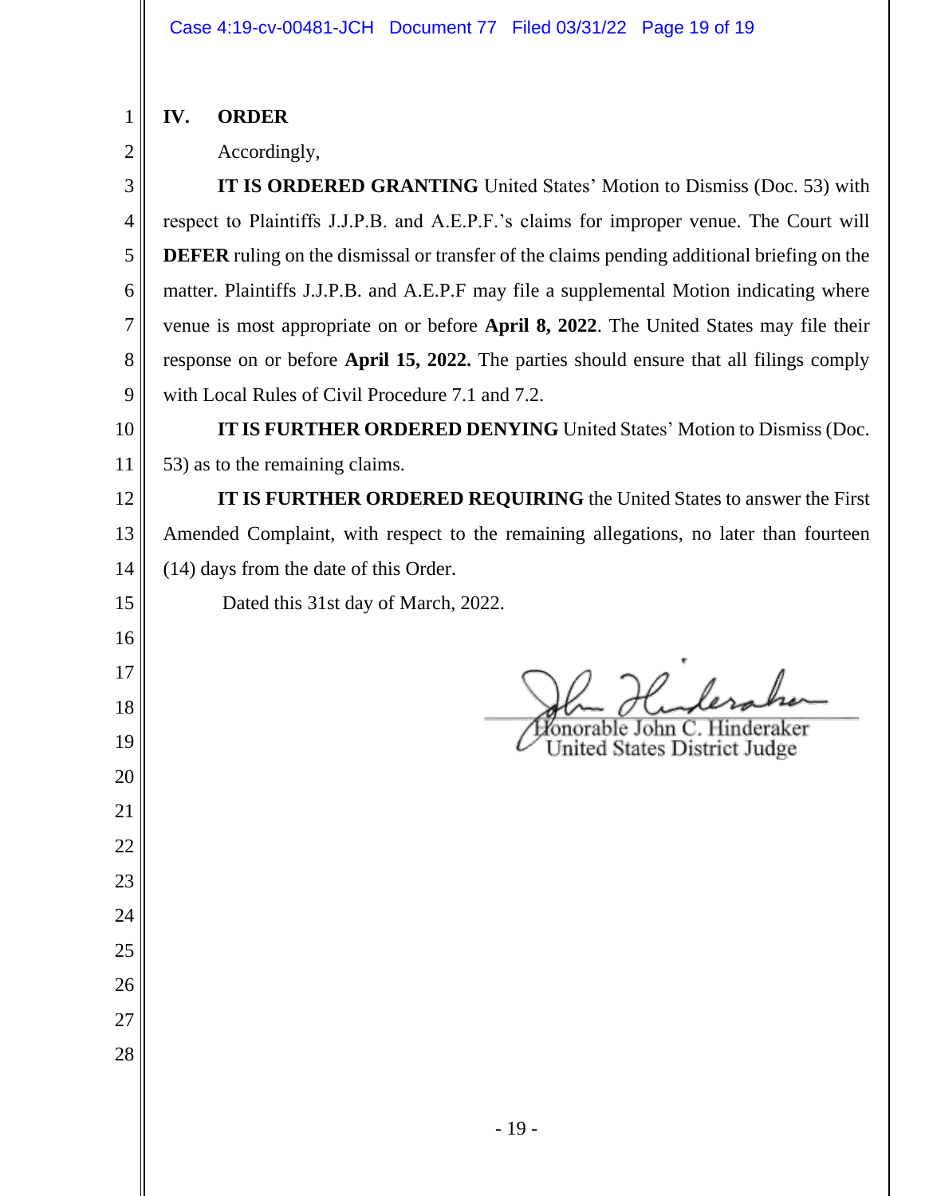## IV. ORDER

Accordingly,

**IT IS ORDERED GRANTING** United States' Motion to Dismiss (Doc. 53) with respect to Plaintiffs J.J.P.B. and A.E.P.F.'s claims for improper venue. The Court will **DEFER** ruling on the dismissal or transfer of the claims pending additional briefing on the matter. Plaintiffs J.J.P.B. and A.E.P.F may file a supplemental Motion indicating where venue is most appropriate on or before **April 8, 2022**. The United States may file their response on or before **April 15, 2022.** The parties should ensure that all filings comply with Local Rules of Civil Procedure 7.1 and 7.2.

**IT IS FURTHER ORDERED DENYING** United States' Motion to Dismiss (Doc. 53) as to the remaining claims.

**IT IS FURTHER ORDERED REQUIRING** the United States to answer the First Amended Complaint, with respect to the remaining allegations, no later than fourteen (14) days from the date of this Order.

Dated this 31st day of March, 2022.

Honorable John C. Hinderaker
United States District Judge